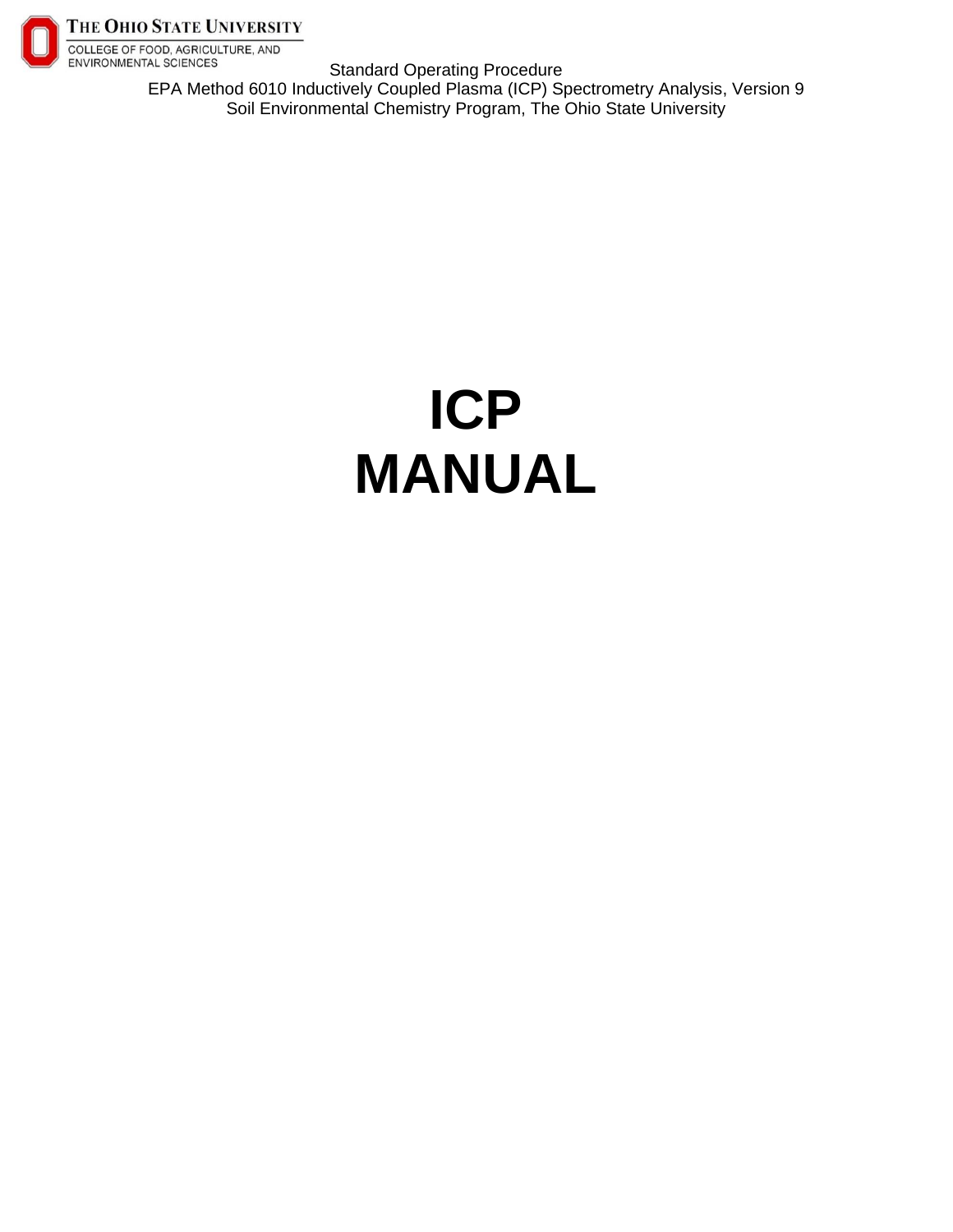THE OHIO STATE UNIVERSITY
COLLEGE OF FOOD, AGRICULTURE, AND ENVIRONMENTAL SCIENCES

Standard Operating Procedure
EPA Method 6010 Inductively Coupled Plasma (ICP) Spectrometry Analysis, Version 9
Soil Environmental Chemistry Program, The Ohio State University

# ICP MANUAL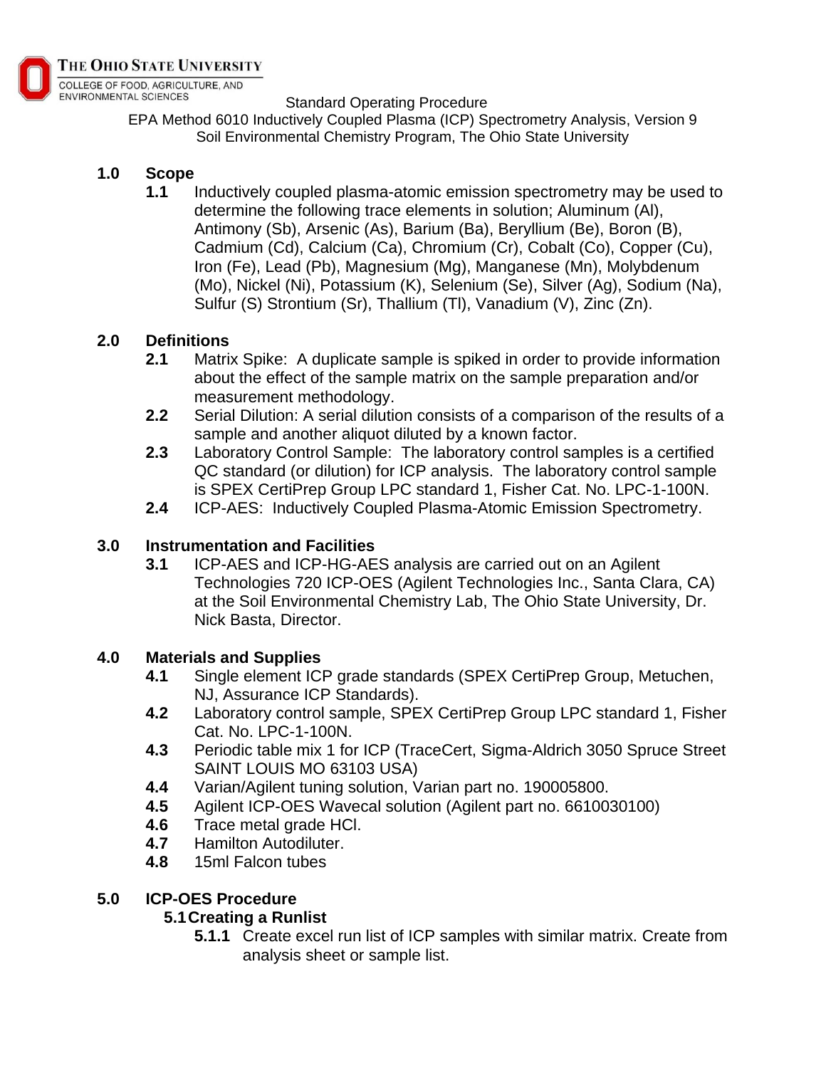Standard Operating Procedure
EPA Method 6010 Inductively Coupled Plasma (ICP) Spectrometry Analysis, Version 9
Soil Environmental Chemistry Program, The Ohio State University

## 1.0 Scope

**1.1** Inductively coupled plasma-atomic emission spectrometry may be used to determine the following trace elements in solution; Aluminum (Al), Antimony (Sb), Arsenic (As), Barium (Ba), Beryllium (Be), Boron (B), Cadmium (Cd), Calcium (Ca), Chromium (Cr), Cobalt (Co), Copper (Cu), Iron (Fe), Lead (Pb), Magnesium (Mg), Manganese (Mn), Molybdenum (Mo), Nickel (Ni), Potassium (K), Selenium (Se), Silver (Ag), Sodium (Na), Sulfur (S) Strontium (Sr), Thallium (Tl), Vanadium (V), Zinc (Zn).

## 2.0 Definitions

**2.1** Matrix Spike: A duplicate sample is spiked in order to provide information about the effect of the sample matrix on the sample preparation and/or measurement methodology.

**2.2** Serial Dilution: A serial dilution consists of a comparison of the results of a sample and another aliquot diluted by a known factor.

**2.3** Laboratory Control Sample: The laboratory control samples is a certified QC standard (or dilution) for ICP analysis. The laboratory control sample is SPEX CertiPrep Group LPC standard 1, Fisher Cat. No. LPC-1-100N.

**2.4** ICP-AES: Inductively Coupled Plasma-Atomic Emission Spectrometry.

## 3.0 Instrumentation and Facilities

**3.1** ICP-AES and ICP-HG-AES analysis are carried out on an Agilent Technologies 720 ICP-OES (Agilent Technologies Inc., Santa Clara, CA) at the Soil Environmental Chemistry Lab, The Ohio State University, Dr. Nick Basta, Director.

## 4.0 Materials and Supplies

**4.1** Single element ICP grade standards (SPEX CertiPrep Group, Metuchen, NJ, Assurance ICP Standards).

**4.2** Laboratory control sample, SPEX CertiPrep Group LPC standard 1, Fisher Cat. No. LPC-1-100N.

**4.3** Periodic table mix 1 for ICP (TraceCert, Sigma-Aldrich 3050 Spruce Street SAINT LOUIS MO 63103 USA)

**4.4** Varian/Agilent tuning solution, Varian part no. 190005800.

**4.5** Agilent ICP-OES Wavecal solution (Agilent part no. 6610030100)

**4.6** Trace metal grade HCl.

**4.7** Hamilton Autodiluter.

**4.8** 15ml Falcon tubes

## 5.0 ICP-OES Procedure

### 5.1 Creating a Runlist

**5.1.1** Create excel run list of ICP samples with similar matrix. Create from analysis sheet or sample list.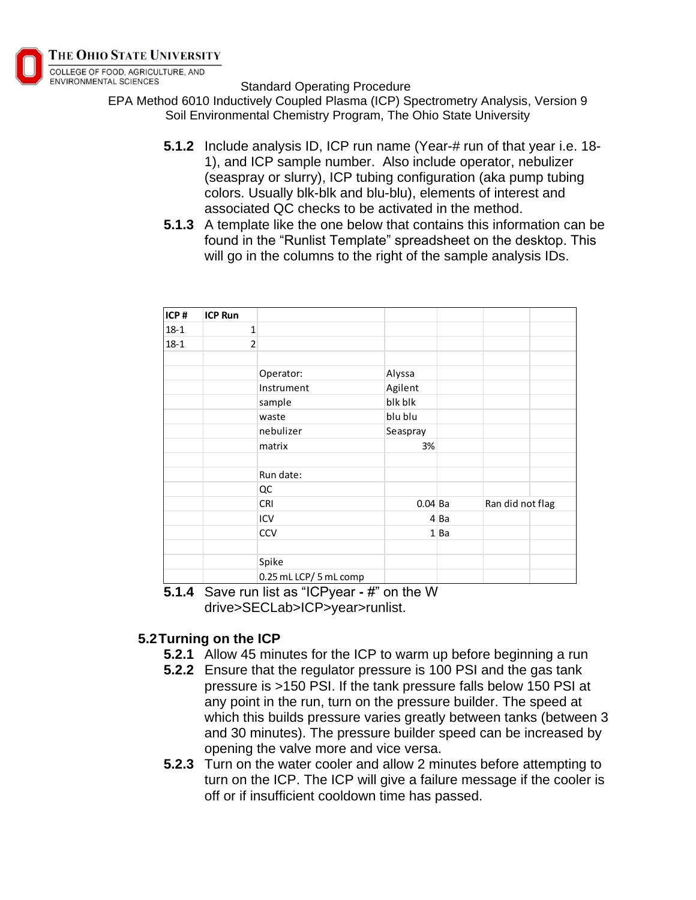5.1.2 Include analysis ID, ICP run name (Year-# run of that year i.e. 18-1), and ICP sample number. Also include operator, nebulizer (seaspray or slurry), ICP tubing configuration (aka pump tubing colors. Usually blk-blk and blu-blu), elements of interest and associated QC checks to be activated in the method.

5.1.3 A template like the one below that contains this information can be found in the "Runlist Template" spreadsheet on the desktop. This will go in the columns to the right of the sample analysis IDs.

| ICP # | ICP Run | | | | | |
|---|---|---|---|---|---|---|
| 18-1 | 1 | | | | | |
| 18-1 | 2 | | | | | |
| | | | | | | |
| | | Operator: | Alyssa | | | |
| | | Instrument | Agilent | | | |
| | | sample | blk blk | | | |
| | | waste | blu blu | | | |
| | | nebulizer | Seaspray | | | |
| | | matrix | 3% | | | |
| | | | | | | |
| | | Run date: | | | | |
| | | QC | | | | |
| | | CRI | 0.04 | Ba | Ran did not flag | |
| | | ICV | 4 | Ba | | |
| | | CCV | 1 | Ba | | |
| | | | | | | |
| | | Spike | | | | |
| | | 0.25 mL LCP/ 5 mL comp | | | | |

5.1.4 Save run list as "ICPyear **-** #" on the W drive>SECLab>ICP>year>runlist.

## 5.2 Turning on the ICP

5.2.1 Allow 45 minutes for the ICP to warm up before beginning a run

5.2.2 Ensure that the regulator pressure is 100 PSI and the gas tank pressure is >150 PSI. If the tank pressure falls below 150 PSI at any point in the run, turn on the pressure builder. The speed at which this builds pressure varies greatly between tanks (between 3 and 30 minutes). The pressure builder speed can be increased by opening the valve more and vice versa.

5.2.3 Turn on the water cooler and allow 2 minutes before attempting to turn on the ICP. The ICP will give a failure message if the cooler is off or if insufficient cooldown time has passed.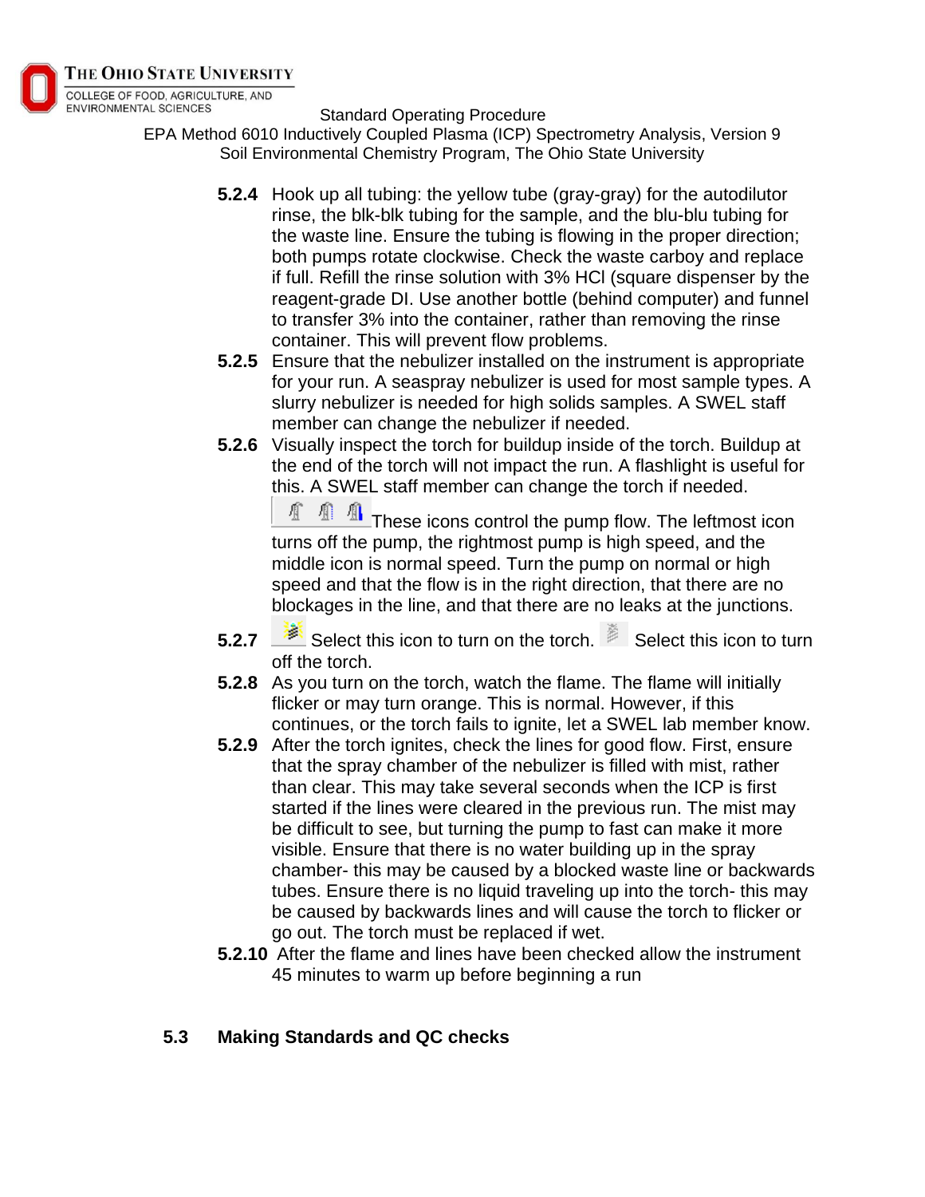**5.2.4** Hook up all tubing: the yellow tube (gray-gray) for the autodilutor rinse, the blk-blk tubing for the sample, and the blu-blu tubing for the waste line. Ensure the tubing is flowing in the proper direction; both pumps rotate clockwise. Check the waste carboy and replace if full. Refill the rinse solution with 3% HCl (square dispenser by the reagent-grade DI. Use another bottle (behind computer) and funnel to transfer 3% into the container, rather than removing the rinse container. This will prevent flow problems.

**5.2.5** Ensure that the nebulizer installed on the instrument is appropriate for your run. A seaspray nebulizer is used for most sample types. A slurry nebulizer is needed for high solids samples. A SWEL staff member can change the nebulizer if needed.

**5.2.6** Visually inspect the torch for buildup inside of the torch. Buildup at the end of the torch will not impact the run. A flashlight is useful for this. A SWEL staff member can change the torch if needed.

These icons control the pump flow. The leftmost icon turns off the pump, the rightmost pump is high speed, and the middle icon is normal speed. Turn the pump on normal or high speed and that the flow is in the right direction, that there are no blockages in the line, and that there are no leaks at the junctions.

**5.2.7** Select this icon to turn on the torch. Select this icon to turn off the torch.

**5.2.8** As you turn on the torch, watch the flame. The flame will initially flicker or may turn orange. This is normal. However, if this continues, or the torch fails to ignite, let a SWEL lab member know.

**5.2.9** After the torch ignites, check the lines for good flow. First, ensure that the spray chamber of the nebulizer is filled with mist, rather than clear. This may take several seconds when the ICP is first started if the lines were cleared in the previous run. The mist may be difficult to see, but turning the pump to fast can make it more visible. Ensure that there is no water building up in the spray chamber- this may be caused by a blocked waste line or backwards tubes. Ensure there is no liquid traveling up into the torch- this may be caused by backwards lines and will cause the torch to flicker or go out. The torch must be replaced if wet.

**5.2.10** After the flame and lines have been checked allow the instrument 45 minutes to warm up before beginning a run

## 5.3 Making Standards and QC checks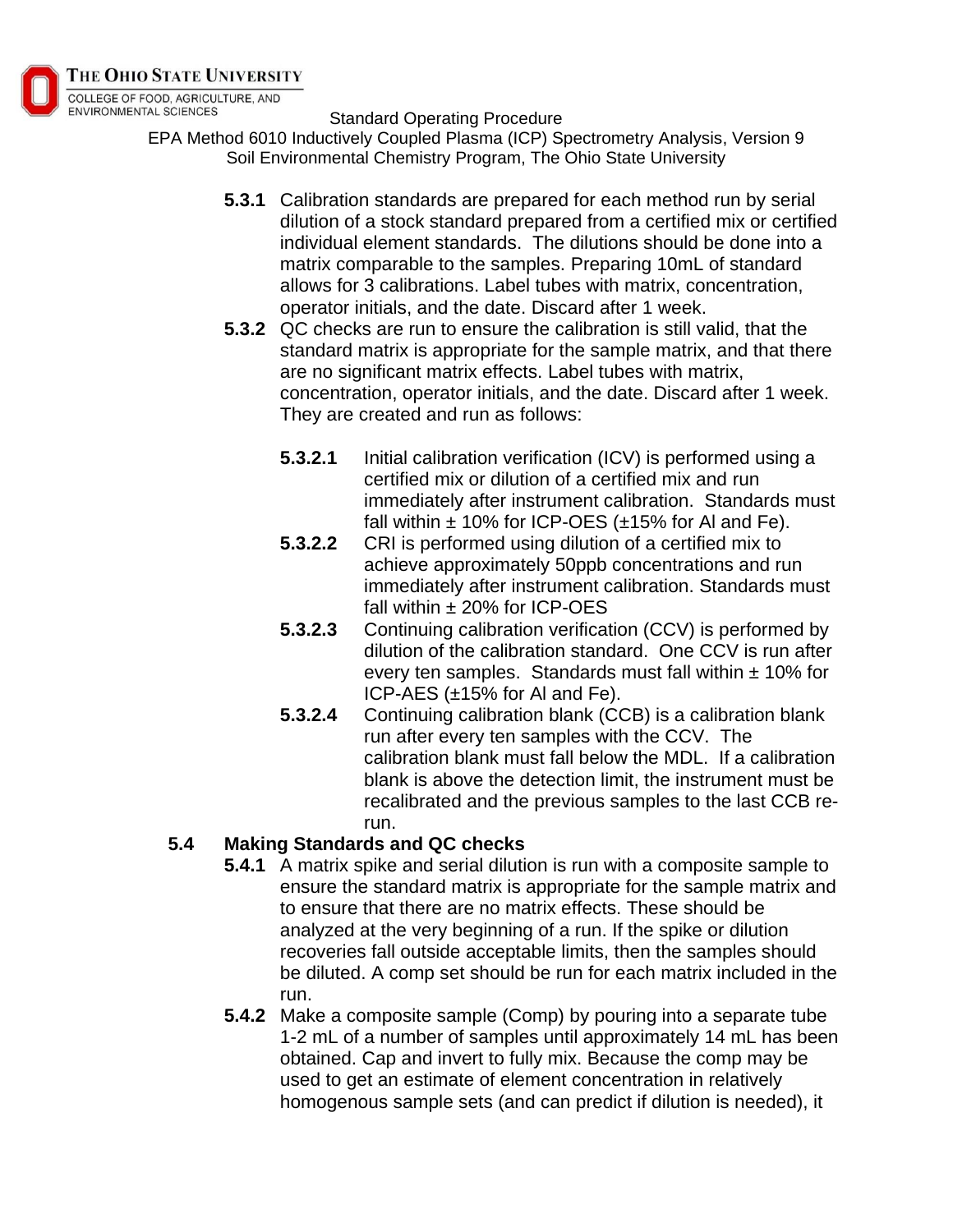**5.3.1** Calibration standards are prepared for each method run by serial dilution of a stock standard prepared from a certified mix or certified individual element standards. The dilutions should be done into a matrix comparable to the samples. Preparing 10mL of standard allows for 3 calibrations. Label tubes with matrix, concentration, operator initials, and the date. Discard after 1 week.

**5.3.2** QC checks are run to ensure the calibration is still valid, that the standard matrix is appropriate for the sample matrix, and that there are no significant matrix effects. Label tubes with matrix, concentration, operator initials, and the date. Discard after 1 week. They are created and run as follows:

**5.3.2.1** Initial calibration verification (ICV) is performed using a certified mix or dilution of a certified mix and run immediately after instrument calibration. Standards must fall within ± 10% for ICP-OES (±15% for Al and Fe).

**5.3.2.2** CRI is performed using dilution of a certified mix to achieve approximately 50ppb concentrations and run immediately after instrument calibration. Standards must fall within ± 20% for ICP-OES

**5.3.2.3** Continuing calibration verification (CCV) is performed by dilution of the calibration standard. One CCV is run after every ten samples. Standards must fall within ± 10% for ICP-AES (±15% for Al and Fe).

**5.3.2.4** Continuing calibration blank (CCB) is a calibration blank run after every ten samples with the CCV. The calibration blank must fall below the MDL. If a calibration blank is above the detection limit, the instrument must be recalibrated and the previous samples to the last CCB re-run.

## 5.4 Making Standards and QC checks

**5.4.1** A matrix spike and serial dilution is run with a composite sample to ensure the standard matrix is appropriate for the sample matrix and to ensure that there are no matrix effects. These should be analyzed at the very beginning of a run. If the spike or dilution recoveries fall outside acceptable limits, then the samples should be diluted. A comp set should be run for each matrix included in the run.

**5.4.2** Make a composite sample (Comp) by pouring into a separate tube 1-2 mL of a number of samples until approximately 14 mL has been obtained. Cap and invert to fully mix. Because the comp may be used to get an estimate of element concentration in relatively homogenous sample sets (and can predict if dilution is needed), it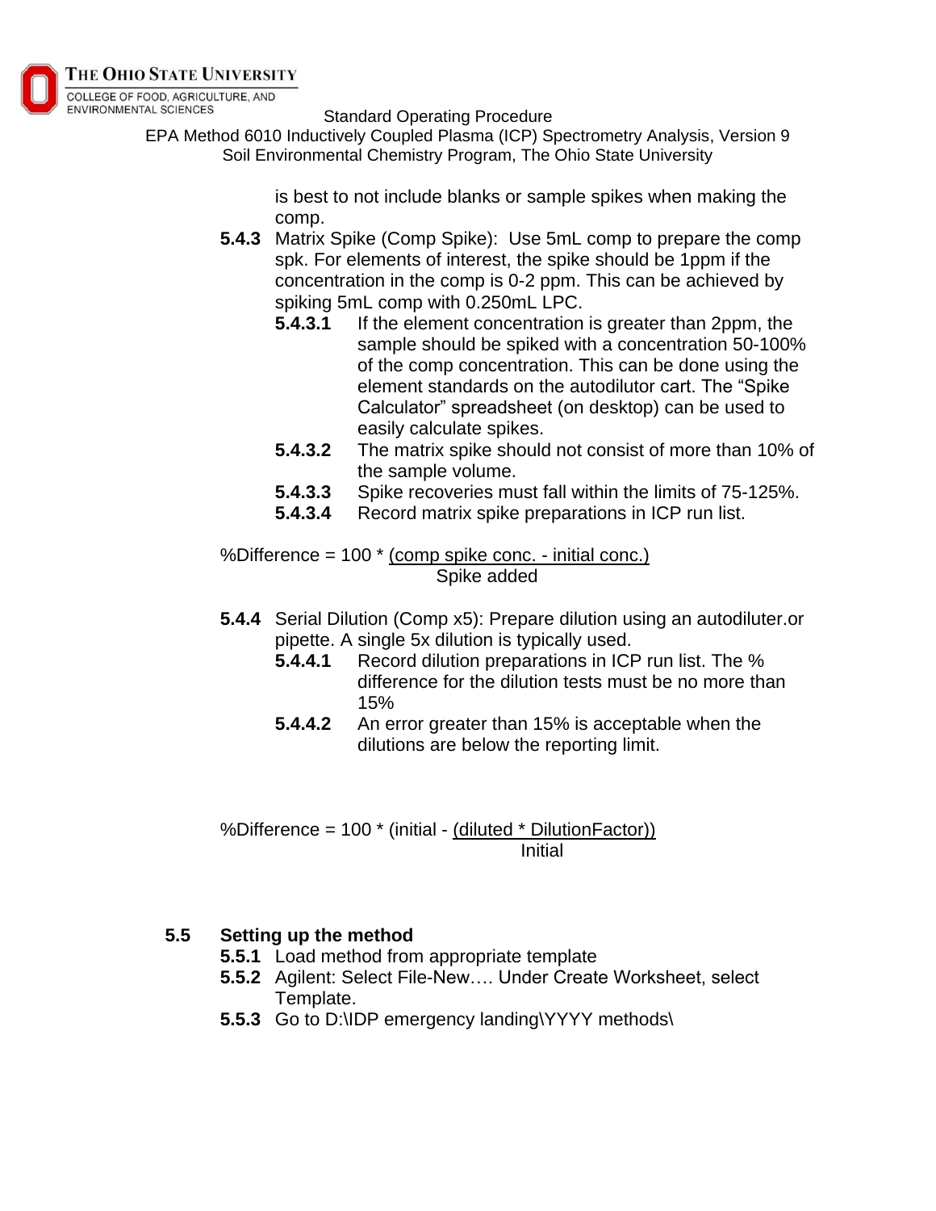is best to not include blanks or sample spikes when making the comp.

**5.4.3** Matrix Spike (Comp Spike): Use 5mL comp to prepare the comp spk. For elements of interest, the spike should be 1ppm if the concentration in the comp is 0-2 ppm. This can be achieved by spiking 5mL comp with 0.250mL LPC.

- **5.4.3.1** If the element concentration is greater than 2ppm, the sample should be spiked with a concentration 50-100% of the comp concentration. This can be done using the element standards on the autodilutor cart. The "Spike Calculator" spreadsheet (on desktop) can be used to easily calculate spikes.
- **5.4.3.2** The matrix spike should not consist of more than 10% of the sample volume.
- **5.4.3.3** Spike recoveries must fall within the limits of 75-125%.
- **5.4.3.4** Record matrix spike preparations in ICP run list.

$$\%Difference = 100 * \frac{(\text{comp spike conc.} - \text{initial conc.})}{\text{Spike added}}$$

**5.4.4** Serial Dilution (Comp x5): Prepare dilution using an autodiluter.or pipette. A single 5x dilution is typically used.

- **5.4.4.1** Record dilution preparations in ICP run list. The % difference for the dilution tests must be no more than 15%
- **5.4.4.2** An error greater than 15% is acceptable when the dilutions are below the reporting limit.

$$\%Difference = 100 * \frac{(\text{initial} - (\text{diluted} * \text{DilutionFactor}))}{\text{Initial}}$$

## 5.5 Setting up the method

**5.5.1** Load method from appropriate template

**5.5.2** Agilent: Select File-New…. Under Create Worksheet, select Template.

**5.5.3** Go to D:\IDP emergency landing\YYYY methods\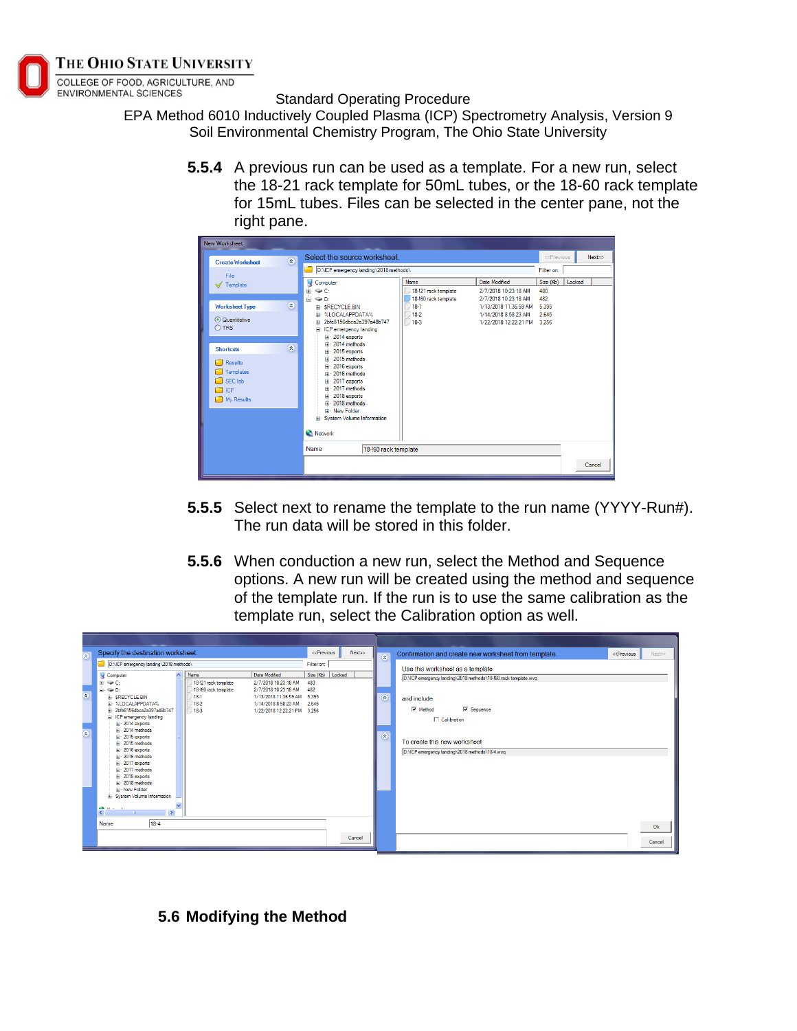5.5.4 A previous run can be used as a template. For a new run, select the 18-21 rack template for 50mL tubes, or the 18-60 rack template for 15mL tubes. Files can be selected in the center pane, not the right pane.

5.5.5 Select next to rename the template to the run name (YYYY-Run#). The run data will be stored in this folder.

5.5.6 When conduction a new run, select the Method and Sequence options. A new run will be created using the method and sequence of the template run. If the run is to use the same calibration as the template run, select the Calibration option as well.

## 5.6 Modifying the Method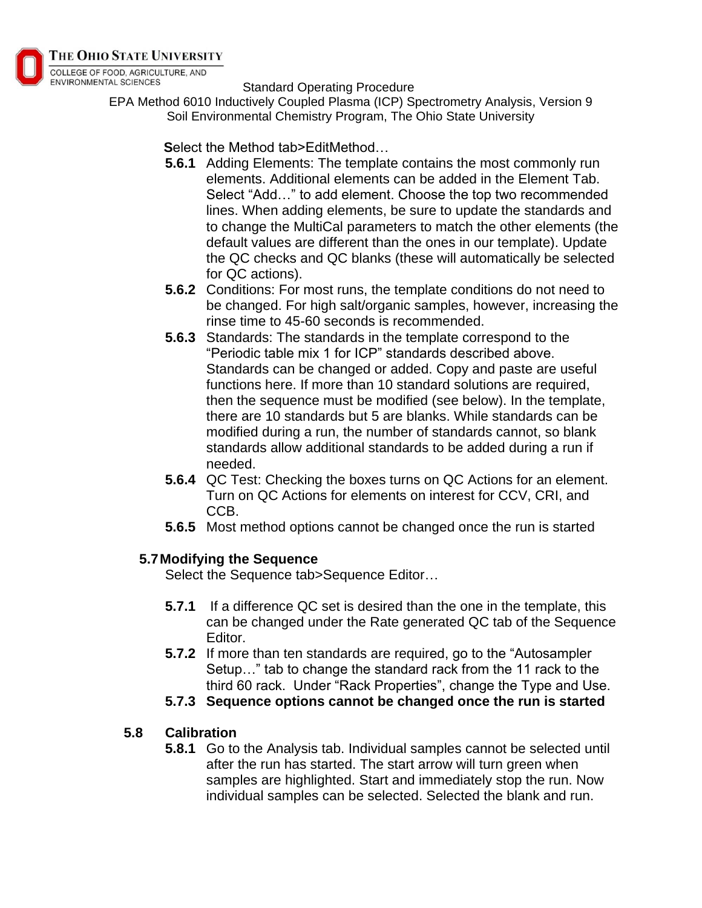Select the Method tab>EditMethod…

**5.6.1** Adding Elements: The template contains the most commonly run elements. Additional elements can be added in the Element Tab. Select "Add…" to add element. Choose the top two recommended lines. When adding elements, be sure to update the standards and to change the MultiCal parameters to match the other elements (the default values are different than the ones in our template). Update the QC checks and QC blanks (these will automatically be selected for QC actions).

**5.6.2** Conditions: For most runs, the template conditions do not need to be changed. For high salt/organic samples, however, increasing the rinse time to 45-60 seconds is recommended.

**5.6.3** Standards: The standards in the template correspond to the "Periodic table mix 1 for ICP" standards described above. Standards can be changed or added. Copy and paste are useful functions here. If more than 10 standard solutions are required, then the sequence must be modified (see below). In the template, there are 10 standards but 5 are blanks. While standards can be modified during a run, the number of standards cannot, so blank standards allow additional standards to be added during a run if needed.

**5.6.4** QC Test: Checking the boxes turns on QC Actions for an element. Turn on QC Actions for elements on interest for CCV, CRI, and CCB.

**5.6.5** Most method options cannot be changed once the run is started

## 5.7 Modifying the Sequence

Select the Sequence tab>Sequence Editor…

**5.7.1** If a difference QC set is desired than the one in the template, this can be changed under the Rate generated QC tab of the Sequence Editor.

**5.7.2** If more than ten standards are required, go to the "Autosampler Setup…" tab to change the standard rack from the 11 rack to the third 60 rack. Under "Rack Properties", change the Type and Use.

**5.7.3 Sequence options cannot be changed once the run is started**

## 5.8 Calibration

**5.8.1** Go to the Analysis tab. Individual samples cannot be selected until after the run has started. The start arrow will turn green when samples are highlighted. Start and immediately stop the run. Now individual samples can be selected. Selected the blank and run.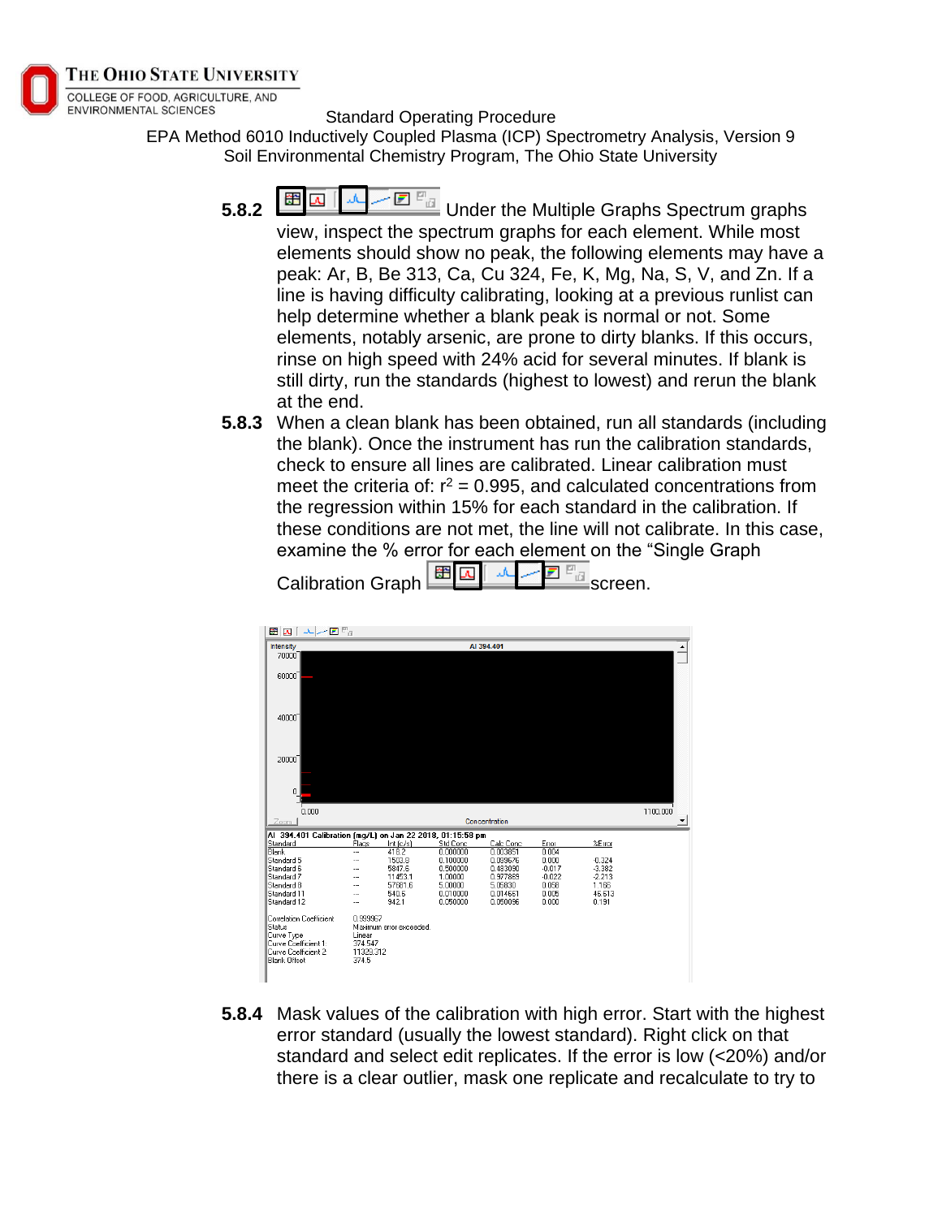**5.8.2** Under the Multiple Graphs Spectrum graphs view, inspect the spectrum graphs for each element. While most elements should show no peak, the following elements may have a peak: Ar, B, Be 313, Ca, Cu 324, Fe, K, Mg, Na, S, V, and Zn. If a line is having difficulty calibrating, looking at a previous runlist can help determine whether a blank peak is normal or not. Some elements, notably arsenic, are prone to dirty blanks. If this occurs, rinse on high speed with 24% acid for several minutes. If blank is still dirty, run the standards (highest to lowest) and rerun the blank at the end.

**5.8.3** When a clean blank has been obtained, run all standards (including the blank). Once the instrument has run the calibration standards, check to ensure all lines are calibrated. Linear calibration must meet the criteria of: $r^2$ = 0.995, and calculated concentrations from the regression within 15% for each standard in the calibration. If these conditions are not met, the line will not calibrate. In this case, examine the % error for each element on the "Single Graph Calibration Graph screen.

Intensity

Al 394.401

70000

60000

40000

20000

0

0.000

1100.000

Concentration

Zoom

Al 394.401 Calibration (mg/L) on Jan 22 2018, 01:15:58 pm

| Standard | Flags | Int (c/s) | Std Conc | Calc Conc | Error | %Error |
|---|---|---|---|---|---|---|
| Blank | --- | 416.2 | 0.000000 | 0.003851 | 0.004 | |
| Standard 5 | --- | 1503.9 | 0.100000 | 0.099676 | 0.000 | -0.324 |
| Standard 6 | --- | 5847.6 | 0.500000 | 0.483090 | -0.017 | -3.382 |
| Standard 7 | --- | 11453.1 | 1.00000 | 0.977869 | -0.022 | -2.213 |
| Standard 8 | --- | 57081.6 | 5.00000 | 5.05830 | 0.058 | 1.166 |
| Standard 11 | --- | 540.5 | 0.010000 | 0.014561 | 0.005 | 45.613 |
| Standard 12 | --- | 942.1 | 0.050000 | 0.050096 | 0.000 | 0.191 |

Correlation Coefficient 0.999967

Status Maximum error exceeded.

Curve Type Linear

Curve Coefficient 1 374.547

Curve Coefficient 2 11329.312

Blank Offset 374.5

**5.8.4** Mask values of the calibration with high error. Start with the highest error standard (usually the lowest standard). Right click on that standard and select edit replicates. If the error is low (<20%) and/or there is a clear outlier, mask one replicate and recalculate to try to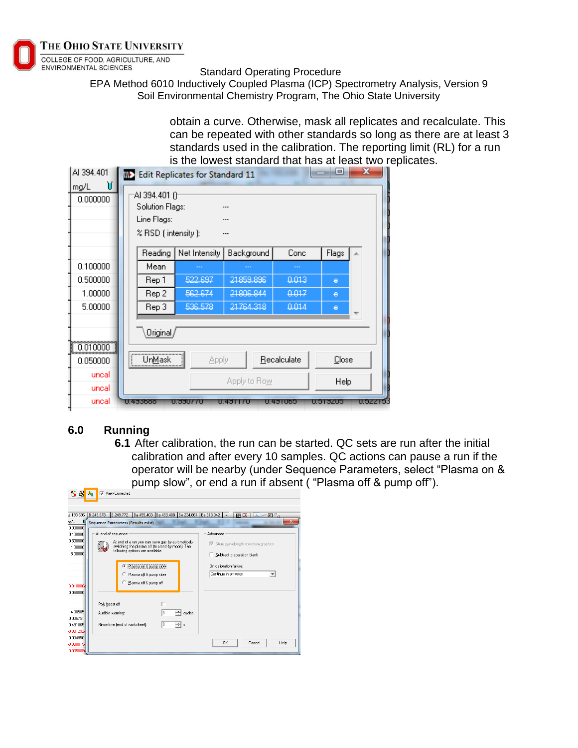obtain a curve. Otherwise, mask all replicates and recalculate. This can be repeated with other standards so long as there are at least 3 standards used in the calibration. The reporting limit (RL) for a run is the lowest standard that has at least two replicates.

## 6.0 Running

**6.1** After calibration, the run can be started. QC sets are run after the initial calibration and after every 10 samples. QC actions can pause a run if the operator will be nearby (under Sequence Parameters, select “Plasma on & pump slow”, or end a run if absent ( “Plasma off & pump off”).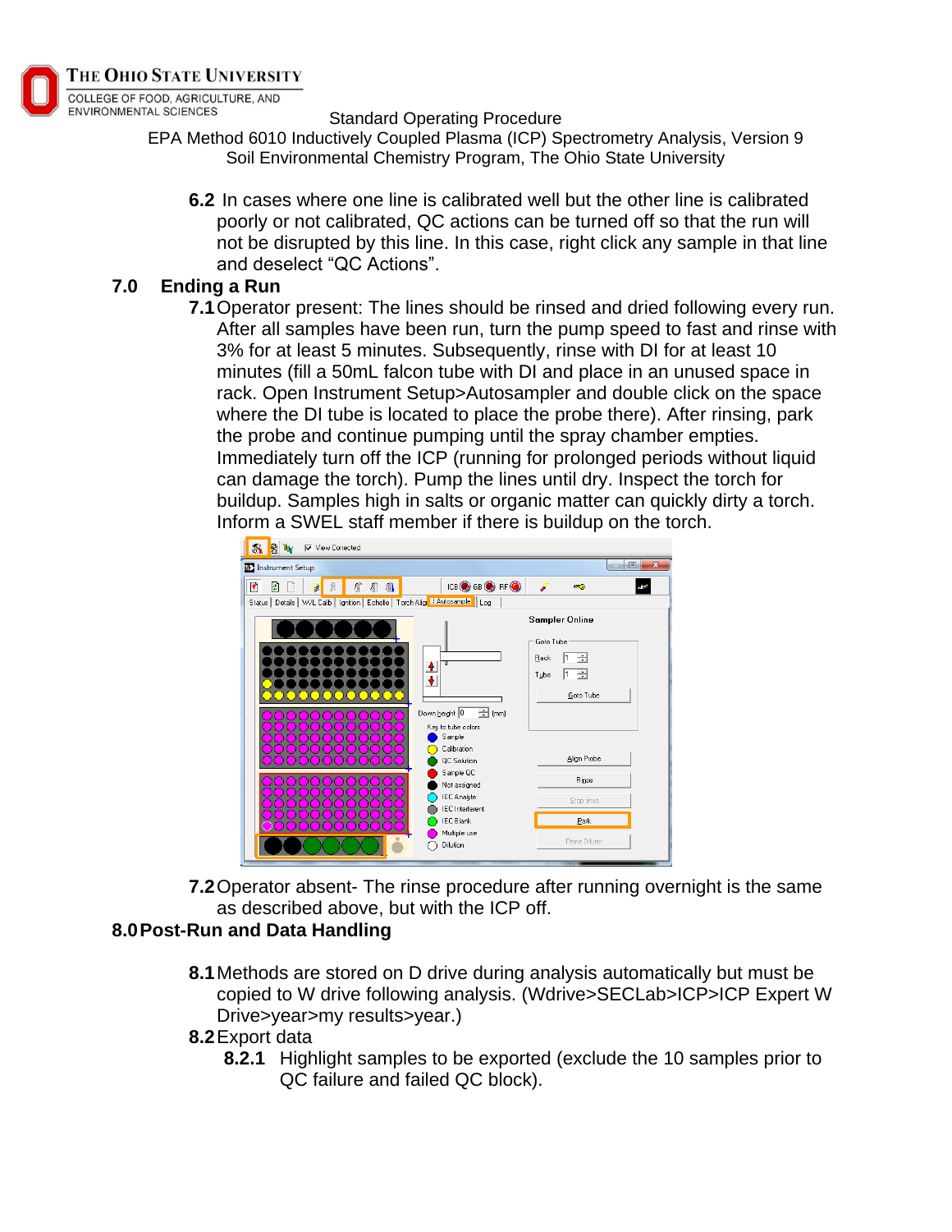**6.2** In cases where one line is calibrated well but the other line is calibrated poorly or not calibrated, QC actions can be turned off so that the run will not be disrupted by this line. In this case, right click any sample in that line and deselect "QC Actions".

## 7.0 Ending a Run

**7.1** Operator present: The lines should be rinsed and dried following every run. After all samples have been run, turn the pump speed to fast and rinse with 3% for at least 5 minutes. Subsequently, rinse with DI for at least 10 minutes (fill a 50mL falcon tube with DI and place in an unused space in rack. Open Instrument Setup>Autosampler and double click on the space where the DI tube is located to place the probe there). After rinsing, park the probe and continue pumping until the spray chamber empties. Immediately turn off the ICP (running for prolonged periods without liquid can damage the torch). Pump the lines until dry. Inspect the torch for buildup. Samples high in salts or organic matter can quickly dirty a torch. Inform a SWEL staff member if there is buildup on the torch.

**7.2** Operator absent- The rinse procedure after running overnight is the same as described above, but with the ICP off.

## 8.0 Post-Run and Data Handling

**8.1** Methods are stored on D drive during analysis automatically but must be copied to W drive following analysis. (Wdrive>SECLab>ICP>ICP Expert W Drive>year>my results>year.)

**8.2** Export data

**8.2.1** Highlight samples to be exported (exclude the 10 samples prior to QC failure and failed QC block).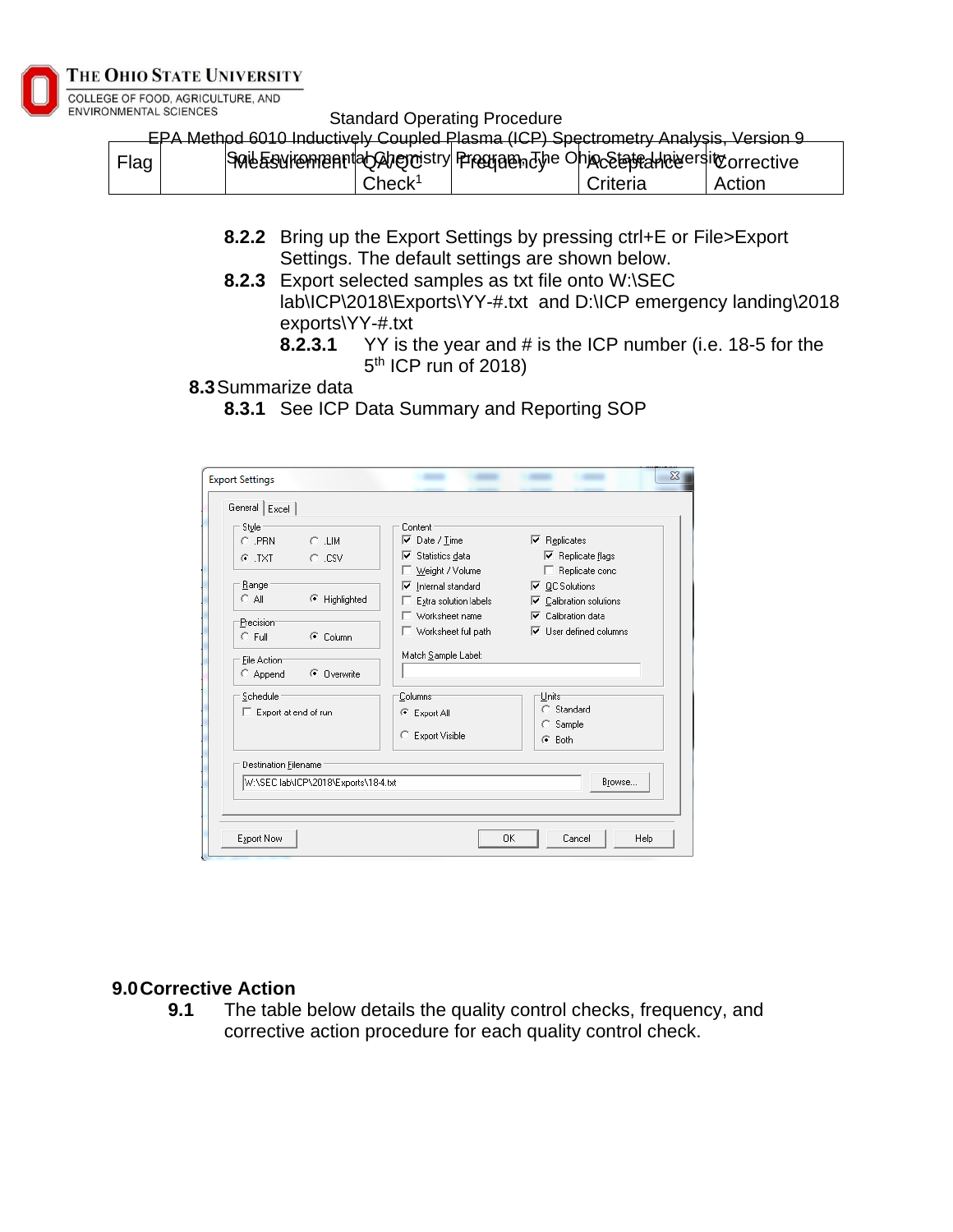- **8.2.2** Bring up the Export Settings by pressing ctrl+E or File>Export Settings. The default settings are shown below.
- **8.2.3** Export selected samples as txt file onto W:\SEC lab\ICP\2018\Exports\YY-#.txt and D:\ICP emergency landing\2018 exports\YY-#.txt
  - **8.2.3.1** YY is the year and # is the ICP number (i.e. 18-5 for the 5th ICP run of 2018)

**8.3** Summarize data

- **8.3.1** See ICP Data Summary and Reporting SOP

## 9.0 Corrective Action

**9.1** The table below details the quality control checks, frequency, and corrective action procedure for each quality control check.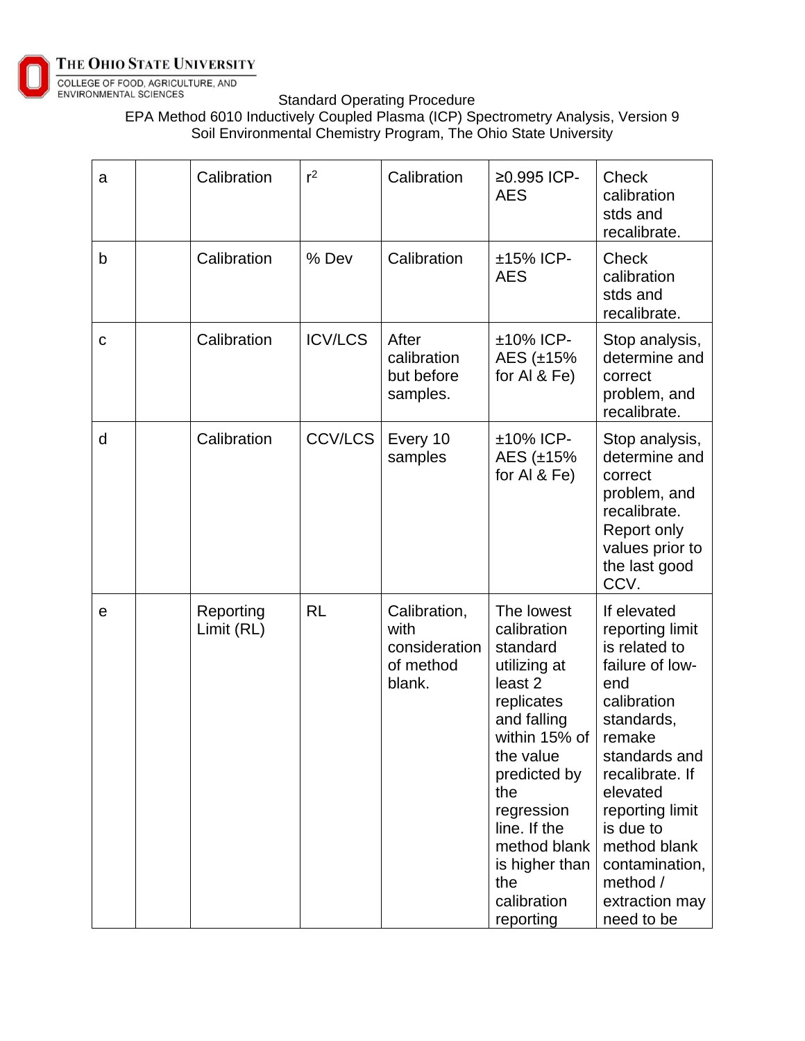| | | | | | | |
|---|---|---|---|---|---|---|
| a | | Calibration | $r^2$ | Calibration | ≥0.995 ICP-AES | Check calibration stds and recalibrate. |
| b | | Calibration | % Dev | Calibration | ±15% ICP-AES | Check calibration stds and recalibrate. |
| c | | Calibration | ICV/LCS | After calibration but before samples. | ±10% ICP-AES (±15% for Al & Fe) | Stop analysis, determine and correct problem, and recalibrate. |
| d | | Calibration | CCV/LCS | Every 10 samples | ±10% ICP-AES (±15% for Al & Fe) | Stop analysis, determine and correct problem, and recalibrate. Report only values prior to the last good CCV. |
| e | | Reporting Limit (RL) | RL | Calibration, with consideration of method blank. | The lowest calibration standard utilizing at least 2 replicates and falling within 15% of the value predicted by the regression line. If the method blank is higher than the calibration reporting | If elevated reporting limit is related to failure of low-end calibration standards, remake standards and recalibrate. If elevated reporting limit is due to method blank contamination, method / extraction may need to be |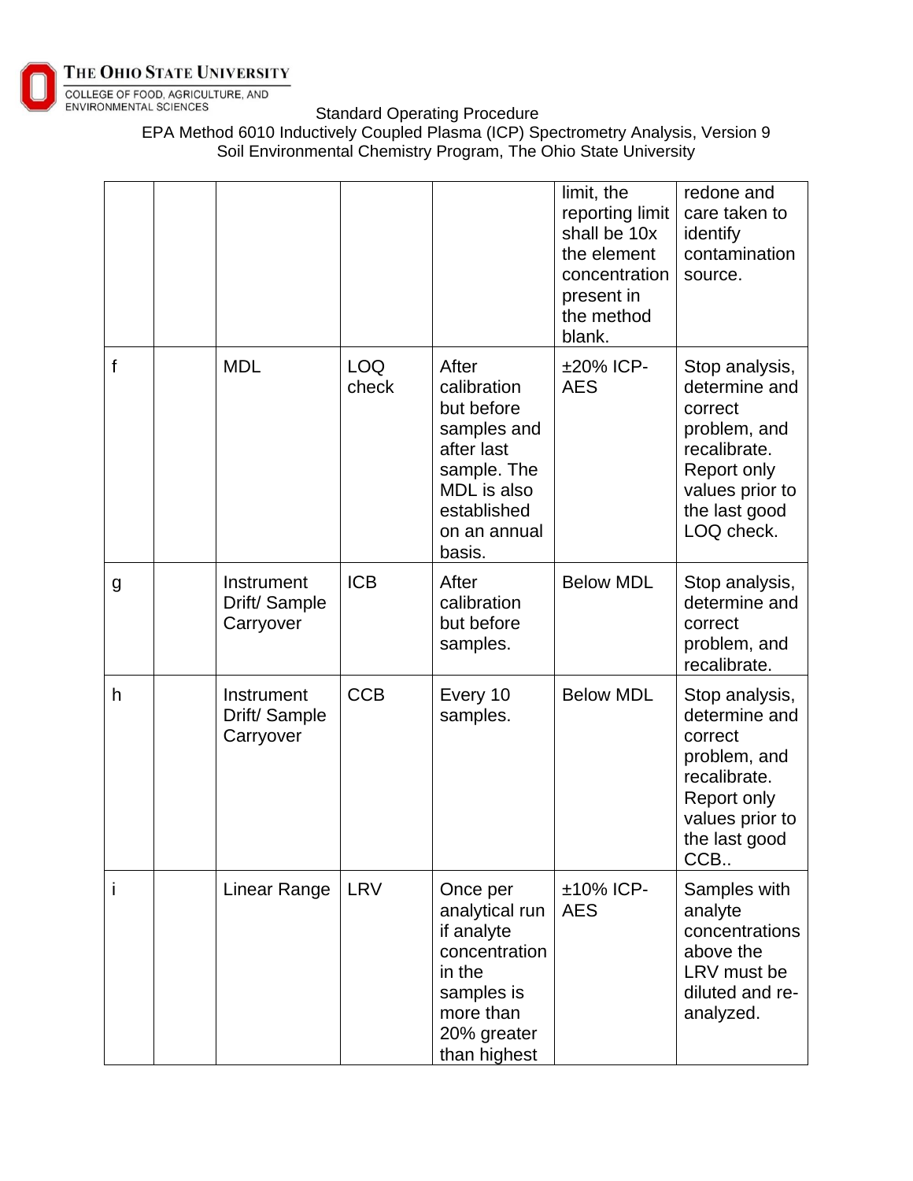| | | | | | | |
|---|---|---|---|---|---|---|
| | | | | | limit, the reporting limit shall be 10x the element concentration present in the method blank. | redone and care taken to identify contamination source. |
| f | | MDL | LOQ check | After calibration but before samples and after last sample. The MDL is also established on an annual basis. | ±20% ICP-AES | Stop analysis, determine and correct problem, and recalibrate. Report only values prior to the last good LOQ check. |
| g | | Instrument Drift/ Sample Carryover | ICB | After calibration but before samples. | Below MDL | Stop analysis, determine and correct problem, and recalibrate. |
| h | | Instrument Drift/ Sample Carryover | CCB | Every 10 samples. | Below MDL | Stop analysis, determine and correct problem, and recalibrate. Report only values prior to the last good CCB.. |
| i | | Linear Range | LRV | Once per analytical run if analyte concentration in the samples is more than 20% greater than highest | ±10% ICP-AES | Samples with analyte concentrations above the LRV must be diluted and re-analyzed. |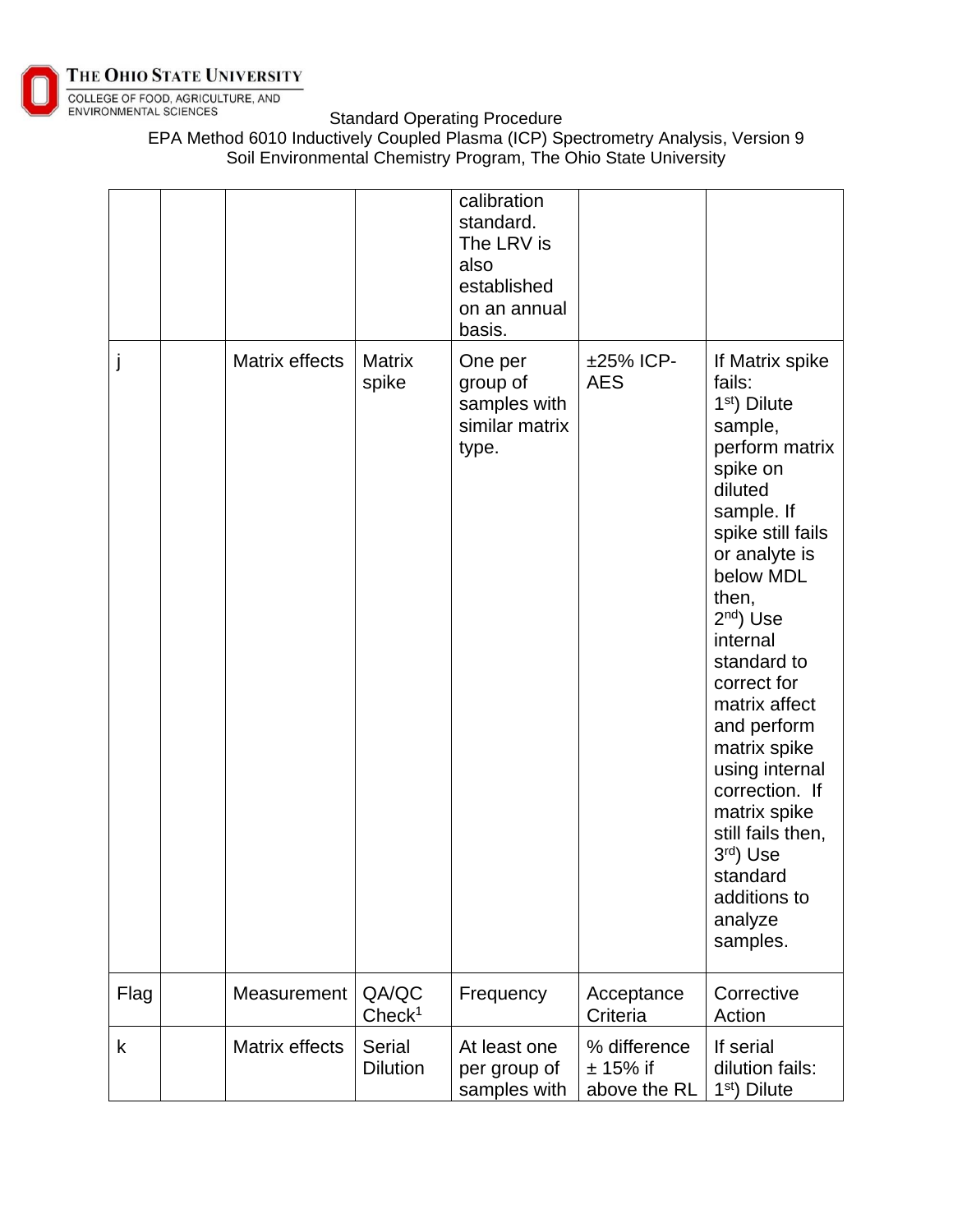| | | | | | | |
|---|---|---|---|---|---|---|
| | | | | calibration standard. The LRV is also established on an annual basis. | | |
| j | | Matrix effects | Matrix spike | One per group of samples with similar matrix type. | ±25% ICP-AES | If Matrix spike fails: 1st) Dilute sample, perform matrix spike on diluted sample. If spike still fails or analyte is below MDL then, 2nd) Use internal standard to correct for matrix affect and perform matrix spike using internal correction. If matrix spike still fails then, 3rd) Use standard additions to analyze samples. |
| Flag | | Measurement | QA/QC Check[1] | Frequency | Acceptance Criteria | Corrective Action |
| k | | Matrix effects | Serial Dilution | At least one per group of samples with | % difference ± 15% if above the RL | If serial dilution fails: 1st) Dilute |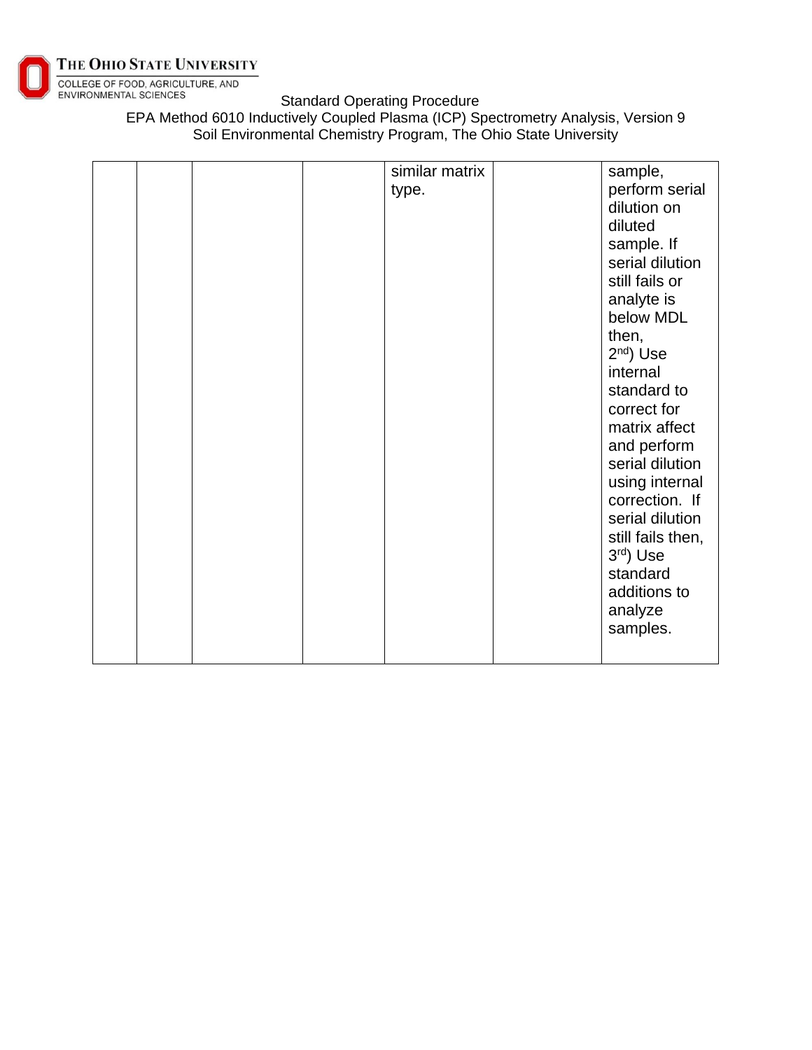| | | | | | | |
|---|---|---|---|---|---|---|
| | | | | similar matrix type. | | sample, perform serial dilution on diluted sample. If serial dilution still fails or analyte is below MDL then, 2nd) Use internal standard to correct for matrix affect and perform serial dilution using internal correction. If serial dilution still fails then, 3rd) Use standard additions to analyze samples. |